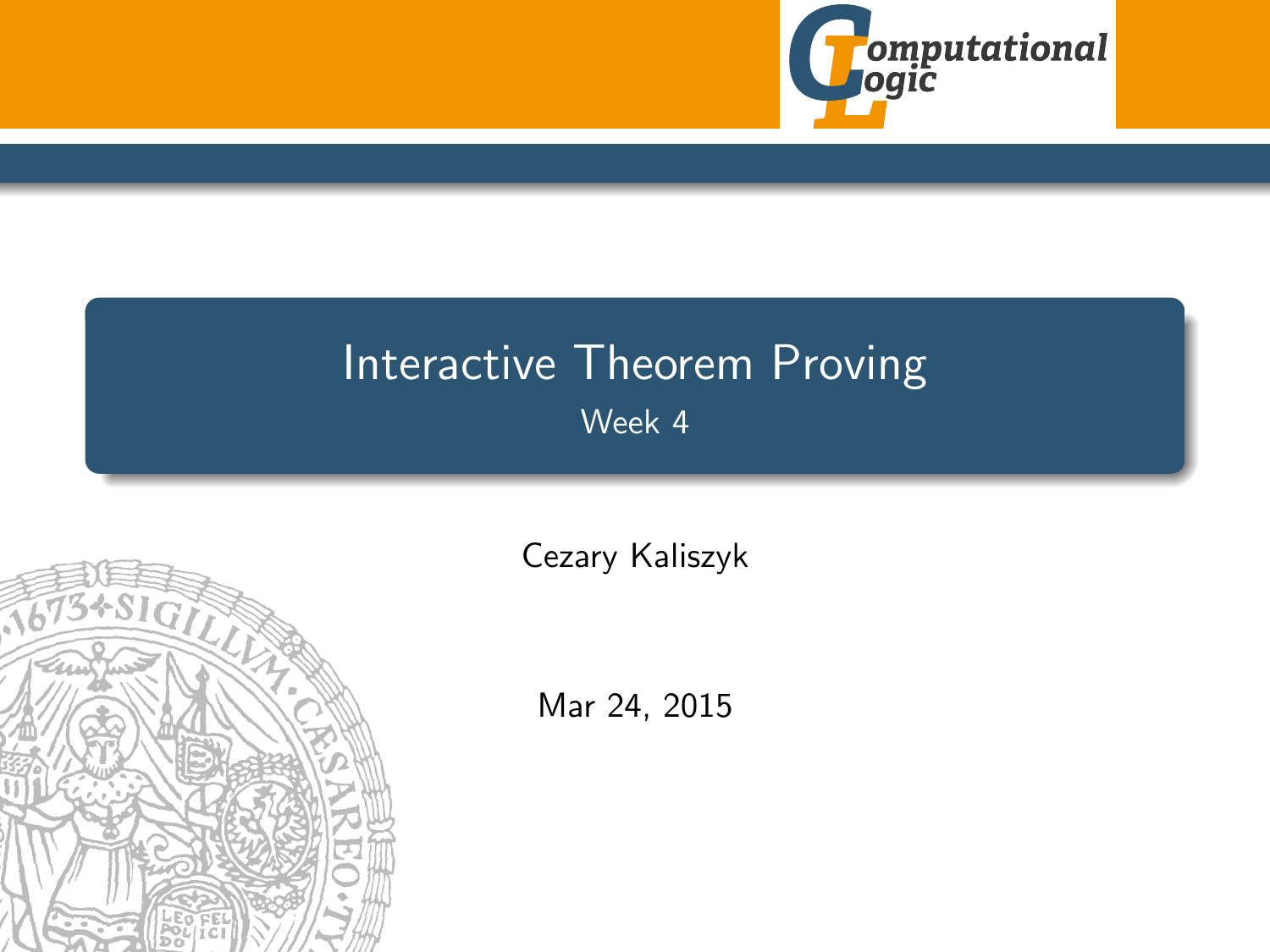# Interactive Theorem Proving

Week 4

Cezary Kaliszyk

Mar 24, 2015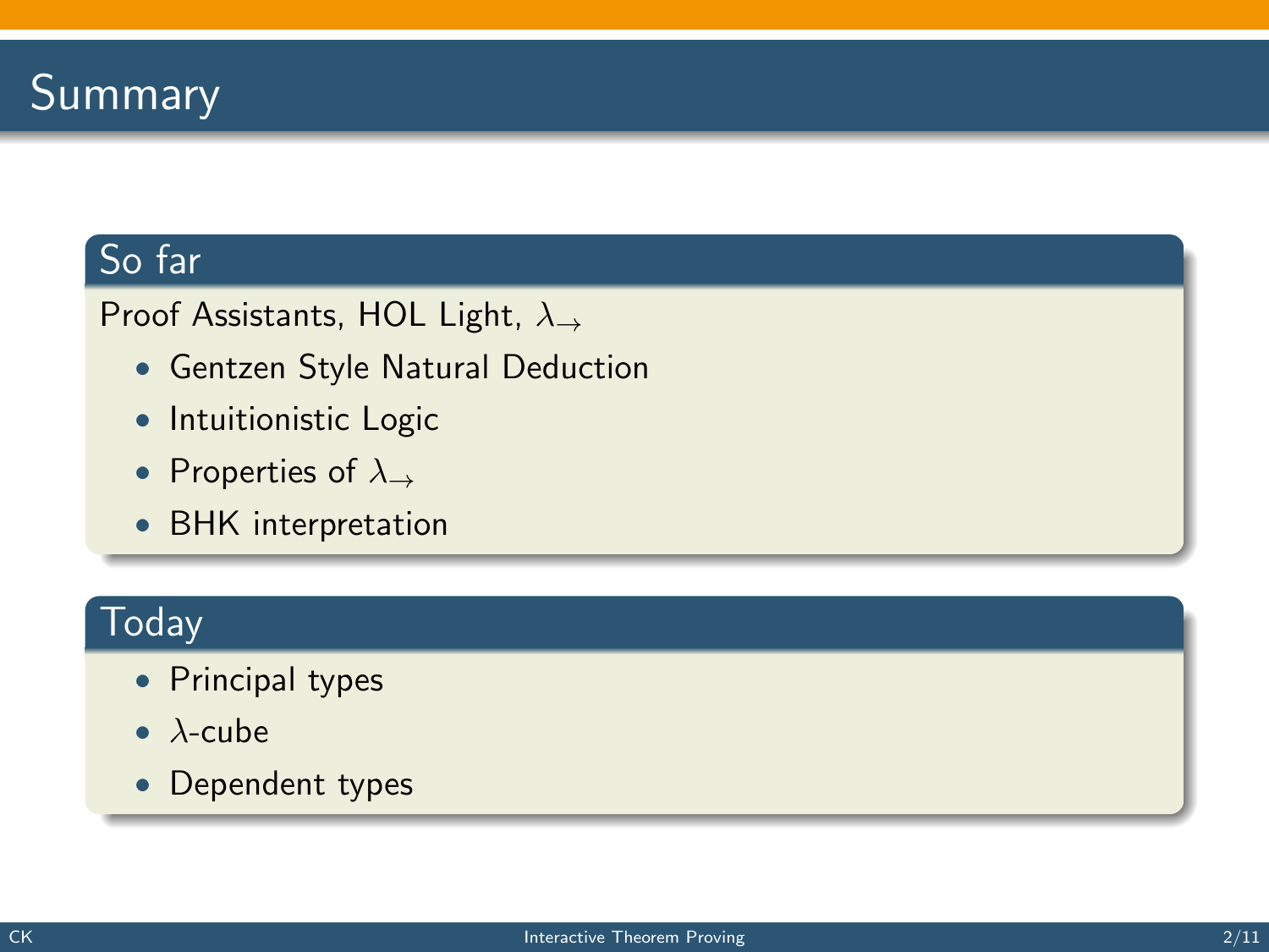# Summary

## So far

Proof Assistants, HOL Light, $\lambda_{\rightarrow}$

- Gentzen Style Natural Deduction
- Intuitionistic Logic
- Properties of $\lambda_{\rightarrow}$
- BHK interpretation

## Today

- Principal types
- $\lambda$-cube
- Dependent types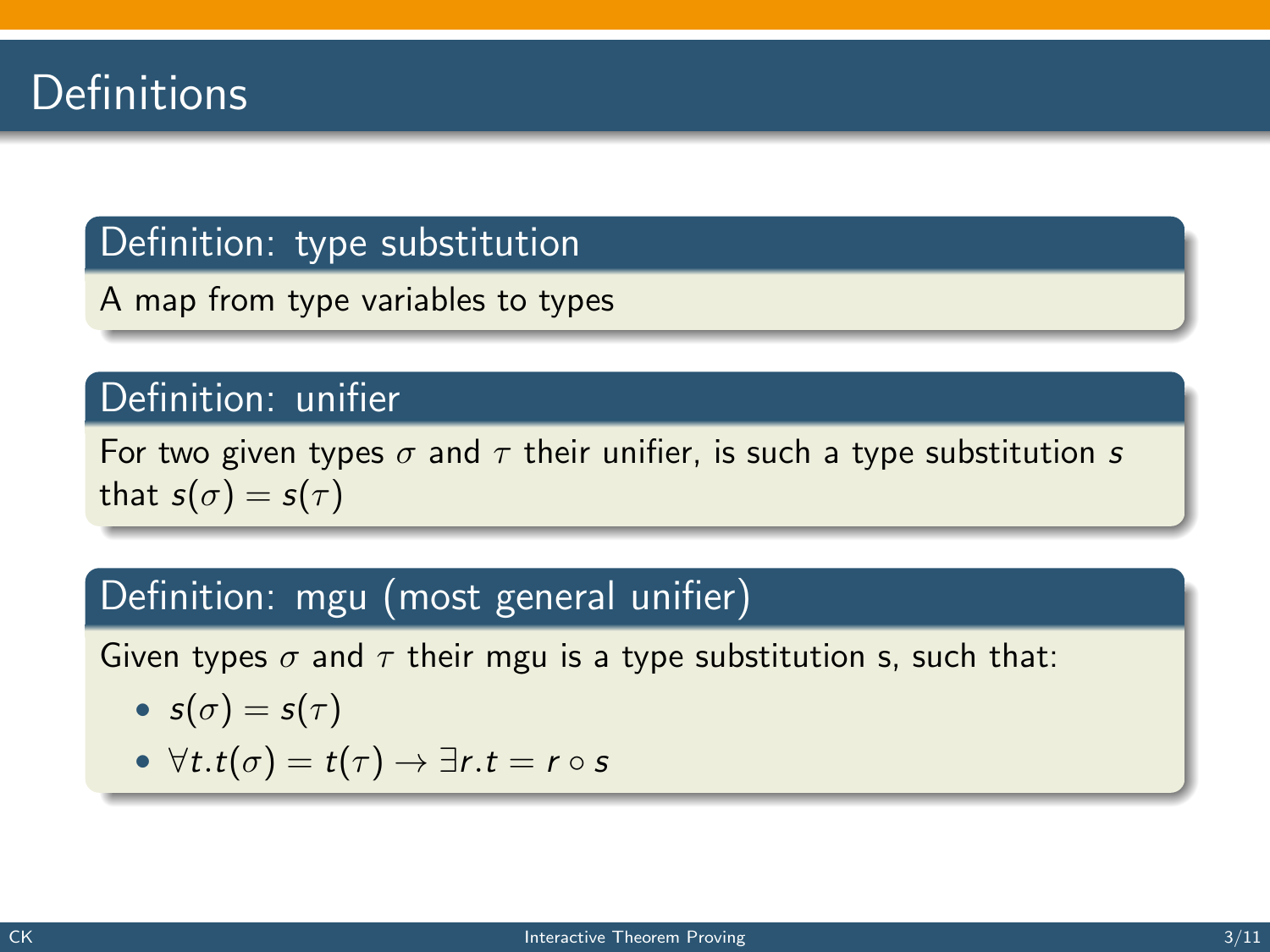# Definitions

### Definition: type substitution

A map from type variables to types

### Definition: unifier

For two given types $\sigma$ and $\tau$ their unifier, is such a type substitution $s$ that $s(\sigma) = s(\tau)$

### Definition: mgu (most general unifier)

Given types $\sigma$ and $\tau$ their mgu is a type substitution s, such that:

- $s(\sigma) = s(\tau)$
- $\forall t. t(\sigma) = t(\tau) \rightarrow \exists r. t = r \circ s$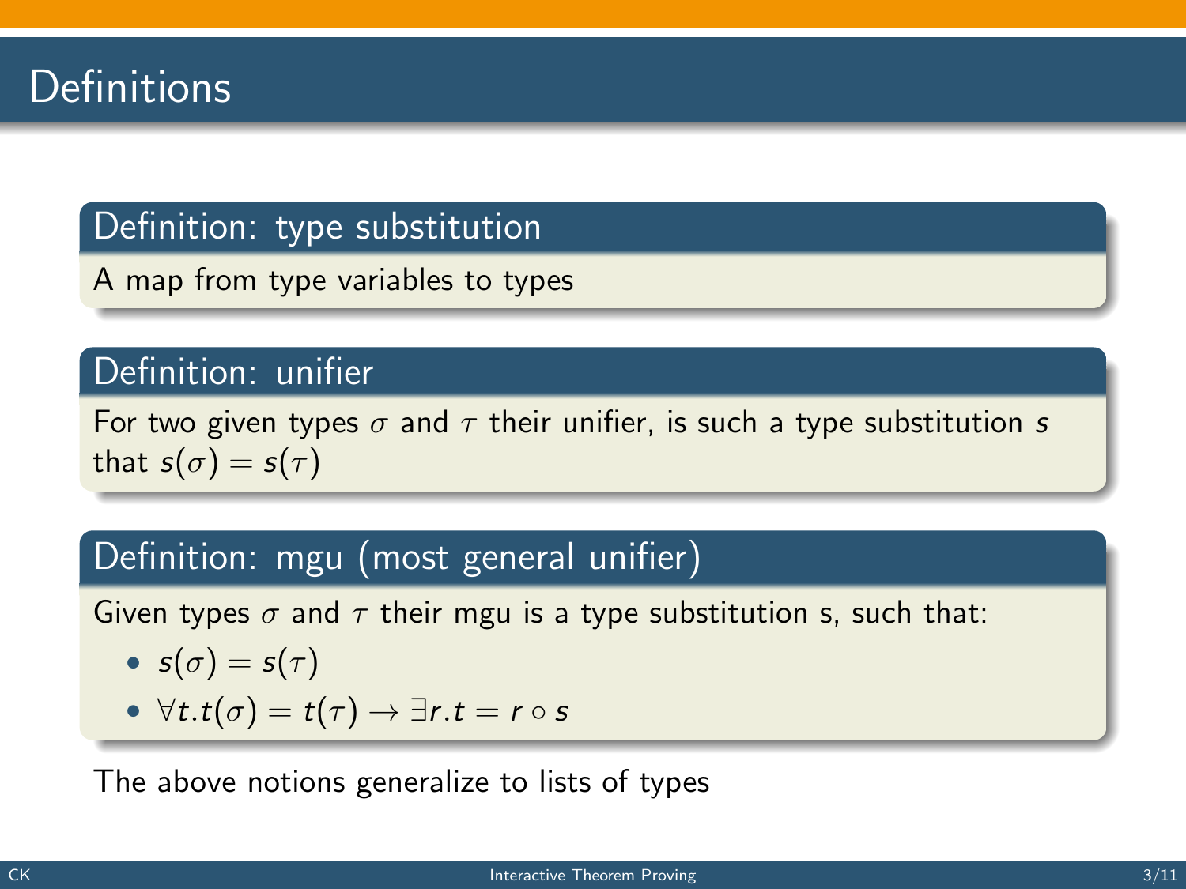# Definitions

### Definition: type substitution

A map from type variables to types

### Definition: unifier

For two given types $\sigma$ and $\tau$ their unifier, is such a type substitution $s$ that $s(\sigma) = s(\tau)$

### Definition: mgu (most general unifier)

Given types $\sigma$ and $\tau$ their mgu is a type substitution s, such that:

- $s(\sigma) = s(\tau)$
- $\forall t. t(\sigma) = t(\tau) \rightarrow \exists r. t = r \circ s$

The above notions generalize to lists of types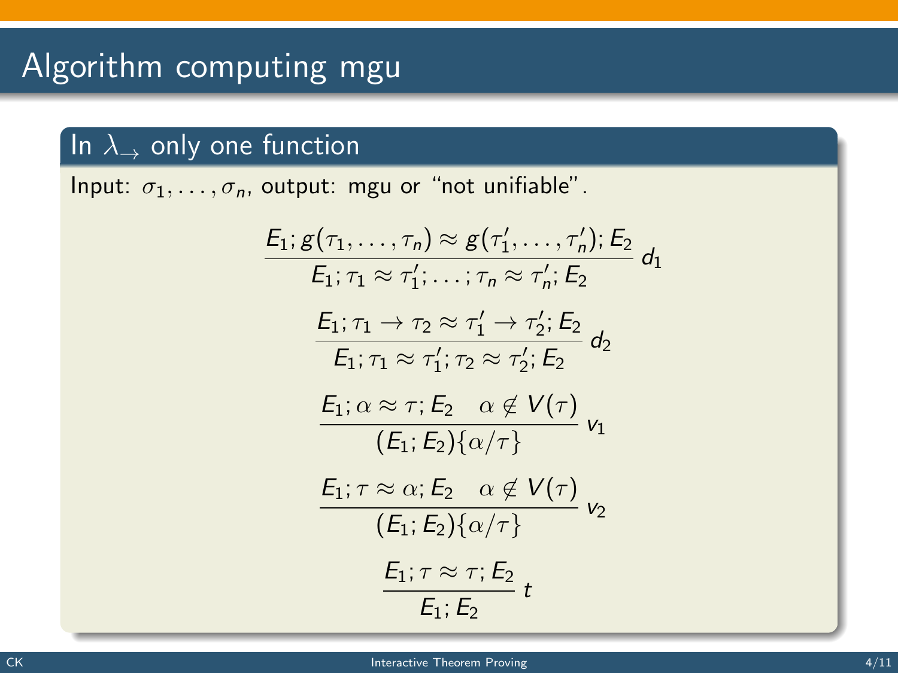# Algorithm computing mgu

## In $\lambda_{\rightarrow}$ only one function

Input: $\sigma_1, \ldots, \sigma_n$, output: mgu or "not unifiable".

$$\frac{E_1; g(\tau_1, \ldots, \tau_n) \approx g(\tau_1', \ldots, \tau_n'); E_2}{E_1; \tau_1 \approx \tau_1'; \ldots; \tau_n \approx \tau_n'; E_2}\ d_1$$

$$\frac{E_1; \tau_1 \rightarrow \tau_2 \approx \tau_1' \rightarrow \tau_2'; E_2}{E_1; \tau_1 \approx \tau_1'; \tau_2 \approx \tau_2'; E_2}\ d_2$$

$$\frac{E_1; \alpha \approx \tau; E_2 \quad \alpha \notin V(\tau)}{(E_1; E_2)\{\alpha/\tau\}}\ v_1$$

$$\frac{E_1; \tau \approx \alpha; E_2 \quad \alpha \notin V(\tau)}{(E_1; E_2)\{\alpha/\tau\}}\ v_2$$

$$\frac{E_1; \tau \approx \tau; E_2}{E_1; E_2}\ t$$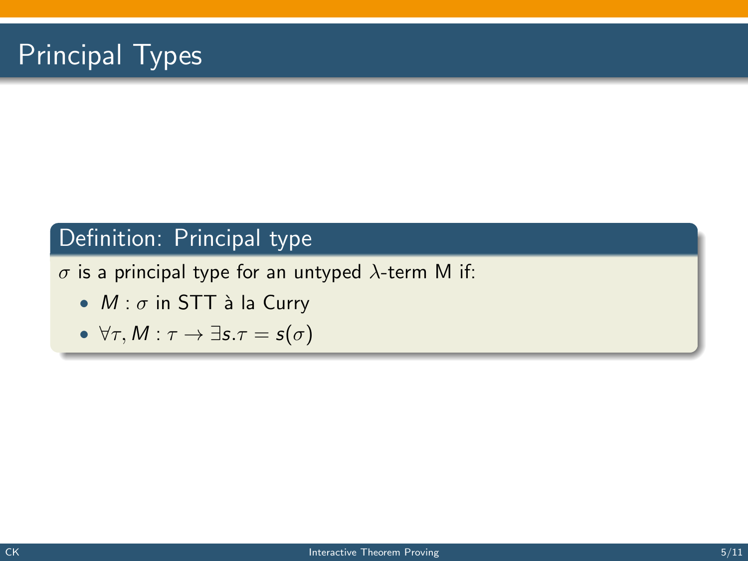# Principal Types

**Definition: Principal type**

$\sigma$ is a principal type for an untyped $\lambda$-term M if:

- $M : \sigma$ in STT à la Curry
- $\forall \tau, M : \tau \rightarrow \exists s. \tau = s(\sigma)$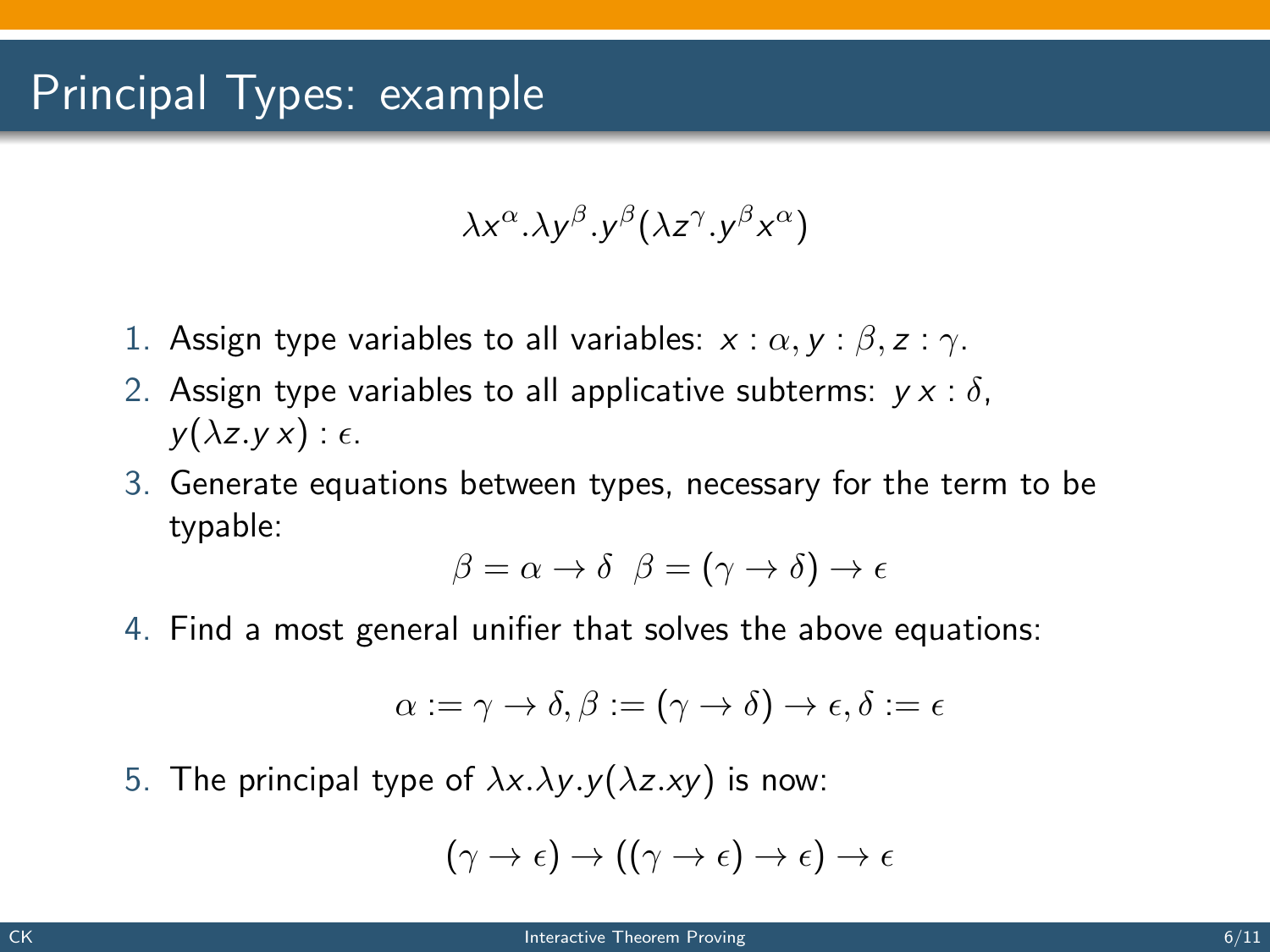# Principal Types: example

$$\lambda x^{\alpha}.\lambda y^{\beta}.y^{\beta}(\lambda z^{\gamma}.y^{\beta}x^{\alpha})$$

1. Assign type variables to all variables: $x : \alpha, y : \beta, z : \gamma$.
2. Assign type variables to all applicative subterms: $y\,x : \delta$, $y(\lambda z.y\,x) : \epsilon$.
3. Generate equations between types, necessary for the term to be typable:

$$\beta = \alpha \to \delta \quad \beta = (\gamma \to \delta) \to \epsilon$$

4. Find a most general unifier that solves the above equations:

$$\alpha := \gamma \to \delta, \beta := (\gamma \to \delta) \to \epsilon, \delta := \epsilon$$

5. The principal type of $\lambda x.\lambda y.y(\lambda z.xy)$ is now:

$$(\gamma \to \epsilon) \to ((\gamma \to \epsilon) \to \epsilon) \to \epsilon$$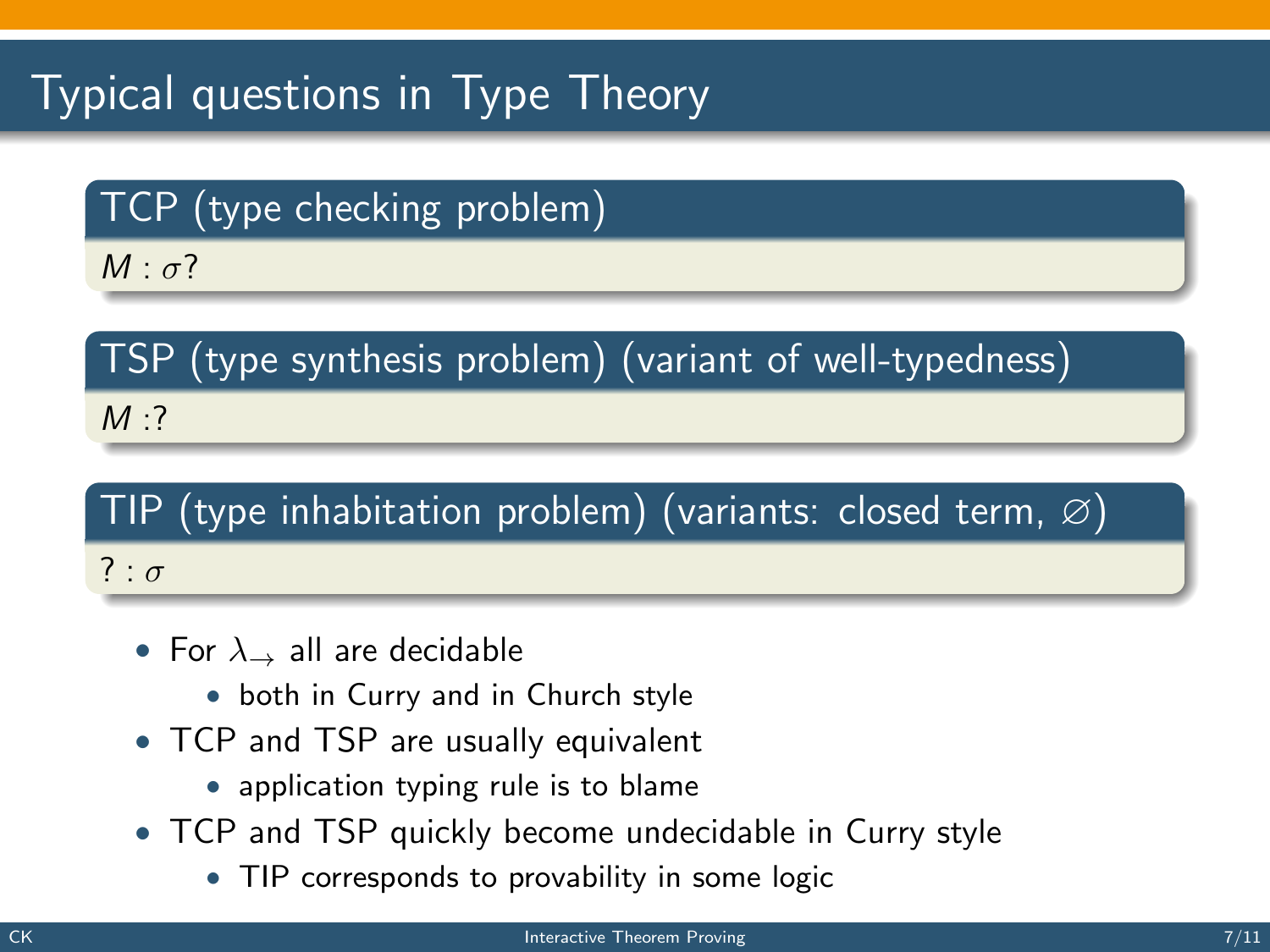# Typical questions in Type Theory

### TCP (type checking problem)

$M : \sigma$?

### TSP (type synthesis problem) (variant of well-typedness)

$M :?$

### TIP (type inhabitation problem) (variants: closed term, $\varnothing$)

$? : \sigma$

- For $\lambda_{\rightarrow}$ all are decidable
  - both in Curry and in Church style
- TCP and TSP are usually equivalent
  - application typing rule is to blame
- TCP and TSP quickly become undecidable in Curry style
  - TIP corresponds to provability in some logic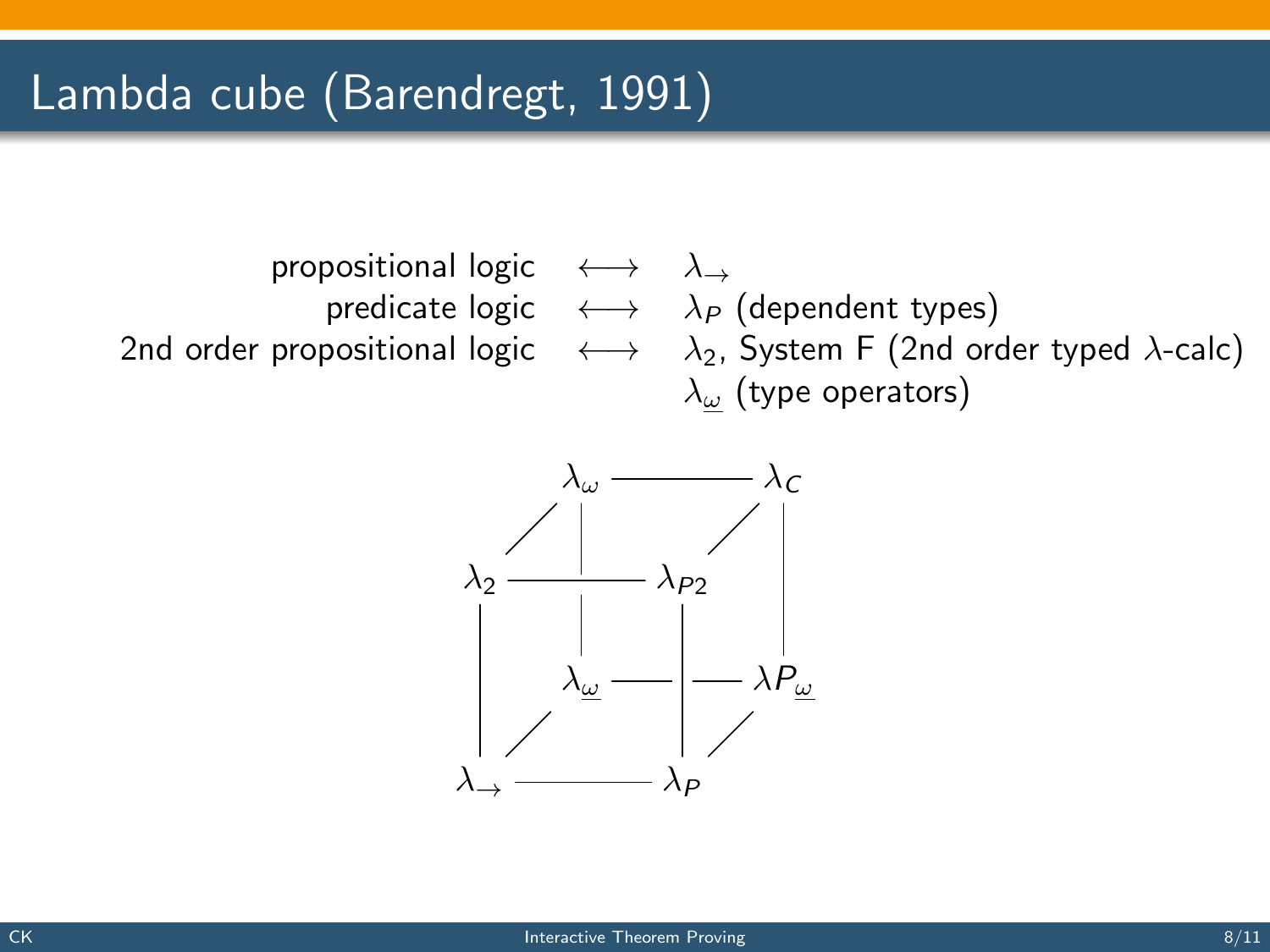# Lambda cube (Barendregt, 1991)

| | | |
|---|---|---|
| propositional logic | $\longleftrightarrow$ | $\lambda_{\rightarrow}$ |
| predicate logic | $\longleftrightarrow$ | $\lambda_P$ (dependent types) |
| 2nd order propositional logic | $\longleftrightarrow$ | $\lambda_2$, System F (2nd order typed $\lambda$-calc) |
| | | $\lambda_{\underline{\omega}}$ (type operators) |

$$
\begin{array}{ccccccc}
 & & \lambda_{\omega} & \text{———} & \lambda_C & & \\
 & / & | & & / & | & \\
\lambda_2 & \text{———} & | & \lambda_{P2} & & | & \\
| & & \lambda_{\underline{\omega}} & \text{—}|\text{—} & \lambda P_{\underline{\omega}} & & \\
| & / & & | & / & & \\
\lambda_{\rightarrow} & \text{———} & & \lambda_P & & &
\end{array}
$$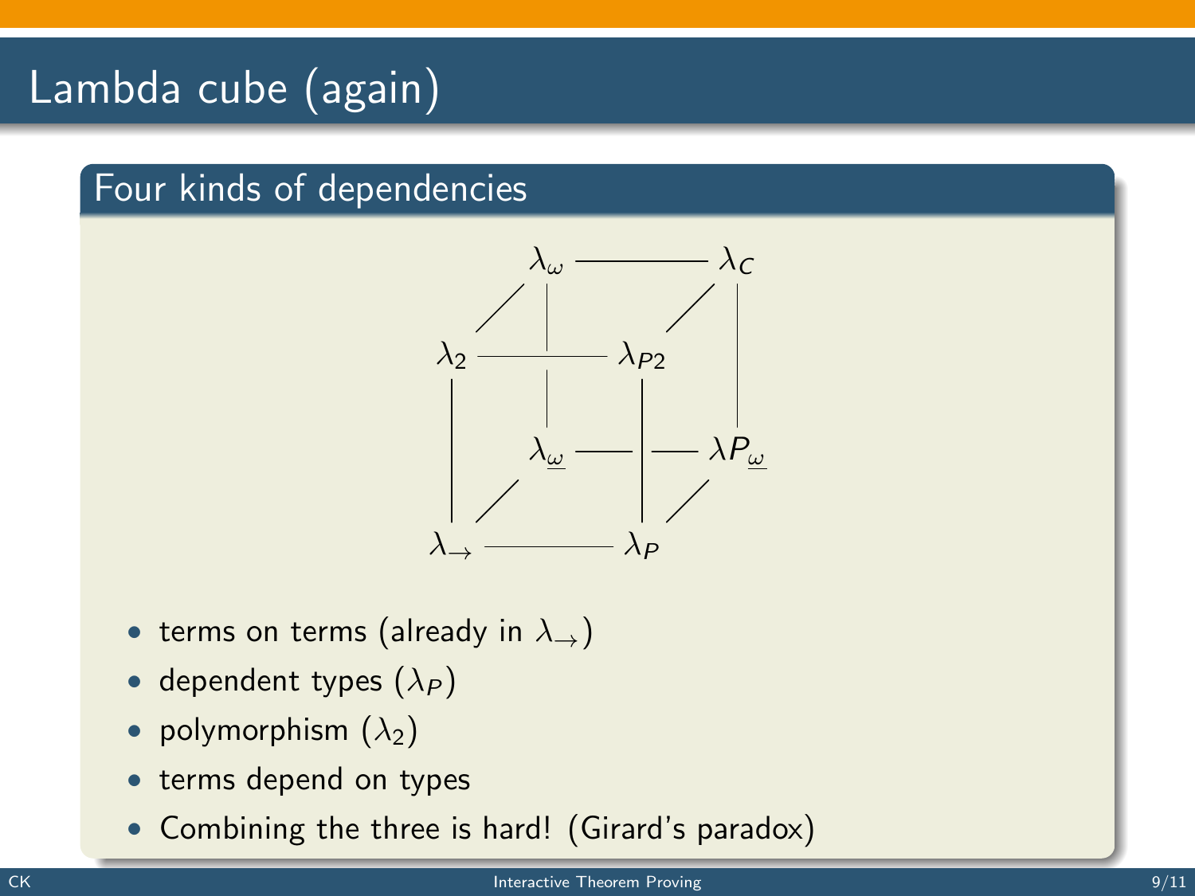# Lambda cube (again)

## Four kinds of dependencies

$$
\begin{array}{ccccccc}
 & & \lambda_\omega & \text{———} & \lambda_C & & \\
 & / & | & & / & | & \\
\lambda_2 & \text{———} & \text{—} & \lambda_{P2} & & | & \\
| & & | & | & & | & \\
| & & \lambda_{\underline{\omega}} & \text{—}|\text{—} & & \lambda P_{\underline{\omega}} & \\
| & / & & | & / & & \\
\lambda_\to & \text{———} & & \lambda_P & & &
\end{array}
$$

- terms on terms (already in $\lambda_\to$)
- dependent types ($\lambda_P$)
- polymorphism ($\lambda_2$)
- terms depend on types
- Combining the three is hard! (Girard's paradox)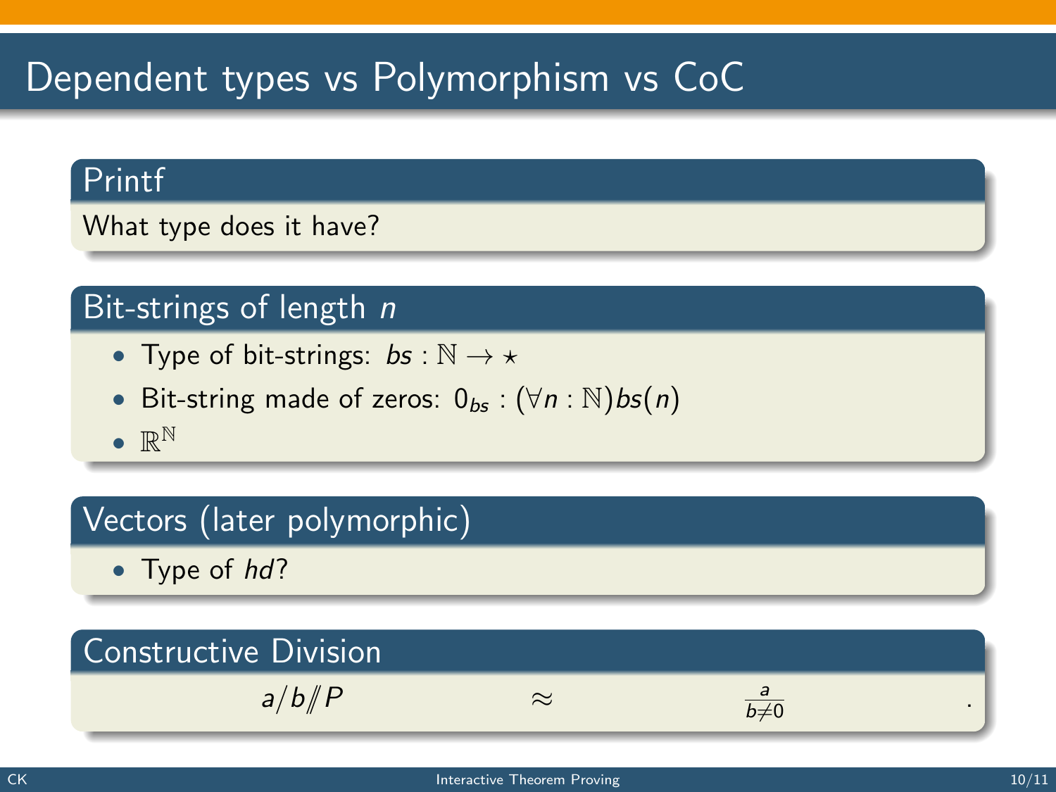# Dependent types vs Polymorphism vs CoC

## Printf

What type does it have?

## Bit-strings of length $n$

- Type of bit-strings: $bs : \mathbb{N} \to \star$
- Bit-string made of zeros: $0_{bs} : (\forall n : \mathbb{N}) bs(n)$
- $\mathbb{R}^{\mathbb{N}}$

## Vectors (later polymorphic)

- Type of $hd$?

## Constructive Division

$$a/b /\!\!/ P \qquad \approx \qquad \frac{a}{b \neq 0} \qquad .$$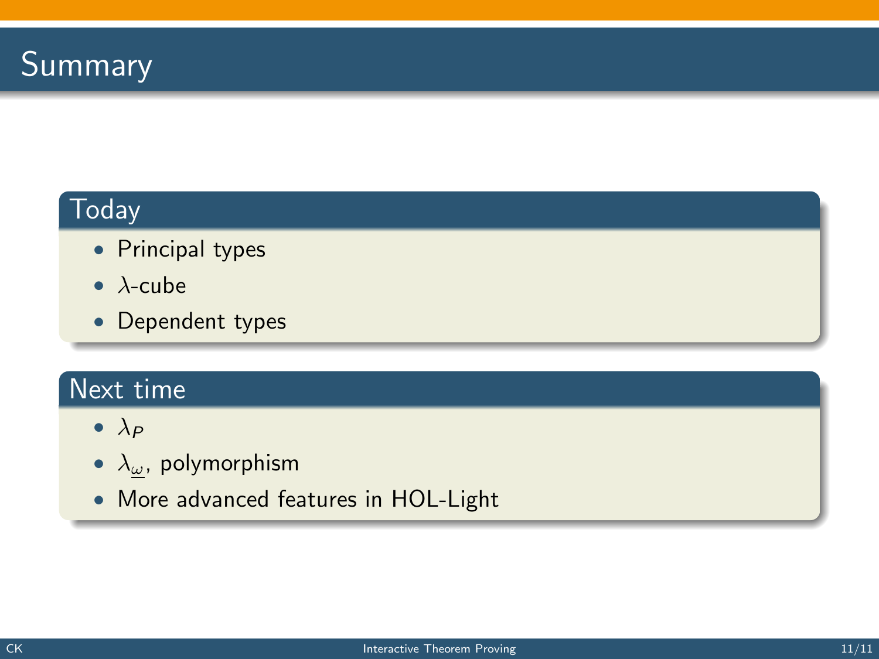# Summary

## Today

- Principal types
- $\lambda$-cube
- Dependent types

## Next time

- $\lambda_P$
- $\lambda_{\underline{\omega}}$, polymorphism
- More advanced features in HOL-Light